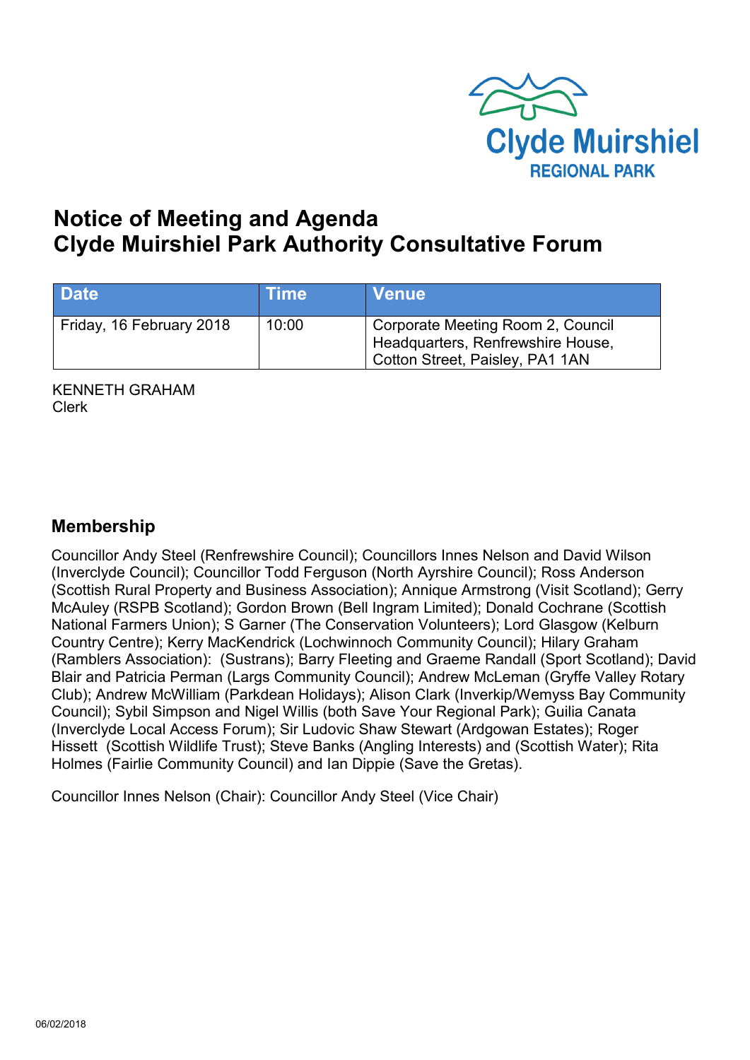Clyde Muirshiel
REGIONAL PARK

# Notice of Meeting and Agenda
# Clyde Muirshiel Park Authority Consultative Forum

| Date | Time | Venue |
| --- | --- | --- |
| Friday, 16 February 2018 | 10:00 | Corporate Meeting Room 2, Council Headquarters, Renfrewshire House, Cotton Street, Paisley, PA1 1AN |

KENNETH GRAHAM
Clerk

## Membership

Councillor Andy Steel (Renfrewshire Council); Councillors Innes Nelson and David Wilson (Inverclyde Council); Councillor Todd Ferguson (North Ayrshire Council); Ross Anderson (Scottish Rural Property and Business Association); Annique Armstrong (Visit Scotland); Gerry McAuley (RSPB Scotland); Gordon Brown (Bell Ingram Limited); Donald Cochrane (Scottish National Farmers Union); S Garner (The Conservation Volunteers); Lord Glasgow (Kelburn Country Centre); Kerry MacKendrick (Lochwinnoch Community Council); Hilary Graham (Ramblers Association): (Sustrans); Barry Fleeting and Graeme Randall (Sport Scotland); David Blair and Patricia Perman (Largs Community Council); Andrew McLeman (Gryffe Valley Rotary Club); Andrew McWilliam (Parkdean Holidays); Alison Clark (Inverkip/Wemyss Bay Community Council); Sybil Simpson and Nigel Willis (both Save Your Regional Park); Guilia Canata (Inverclyde Local Access Forum); Sir Ludovic Shaw Stewart (Ardgowan Estates); Roger Hissett (Scottish Wildlife Trust); Steve Banks (Angling Interests) and (Scottish Water); Rita Holmes (Fairlie Community Council) and Ian Dippie (Save the Gretas).

Councillor Innes Nelson (Chair): Councillor Andy Steel (Vice Chair)

06/02/2018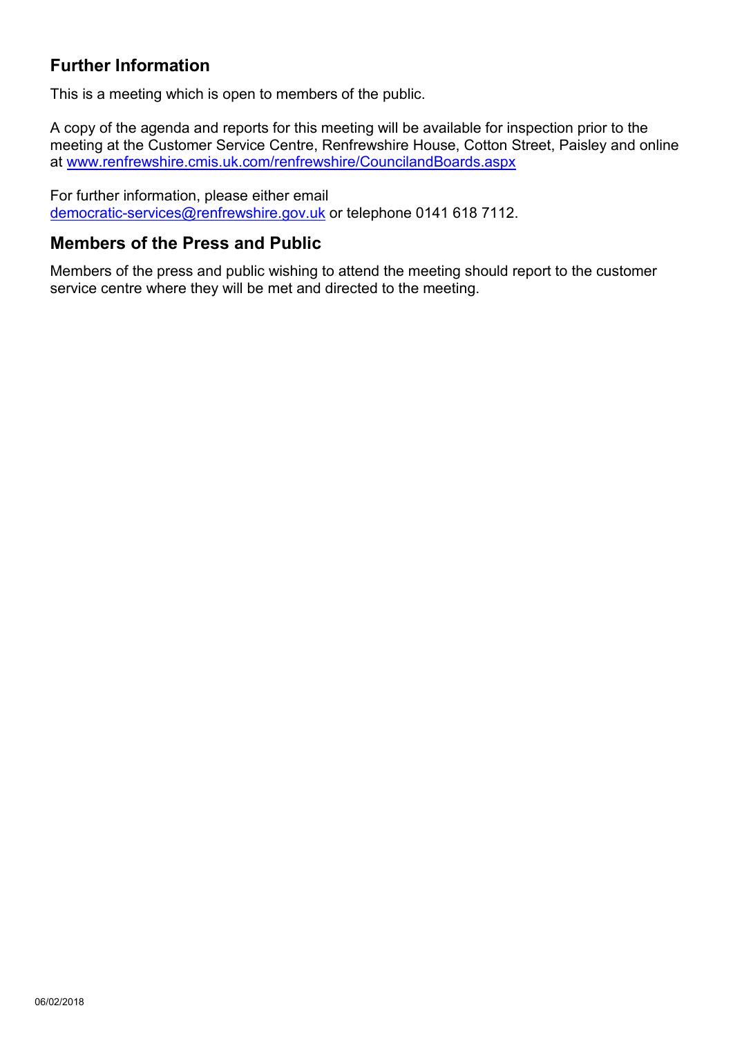## Further Information

This is a meeting which is open to members of the public.

A copy of the agenda and reports for this meeting will be available for inspection prior to the meeting at the Customer Service Centre, Renfrewshire House, Cotton Street, Paisley and online at [www.renfrewshire.cmis.uk.com/renfrewshire/CouncilandBoards.aspx](http://www.renfrewshire.cmis.uk.com/renfrewshire/CouncilandBoards.aspx)

For further information, please either email [democratic-services@renfrewshire.gov.uk](mailto:democratic-services@renfrewshire.gov.uk) or telephone 0141 618 7112.

## Members of the Press and Public

Members of the press and public wishing to attend the meeting should report to the customer service centre where they will be met and directed to the meeting.

06/02/2018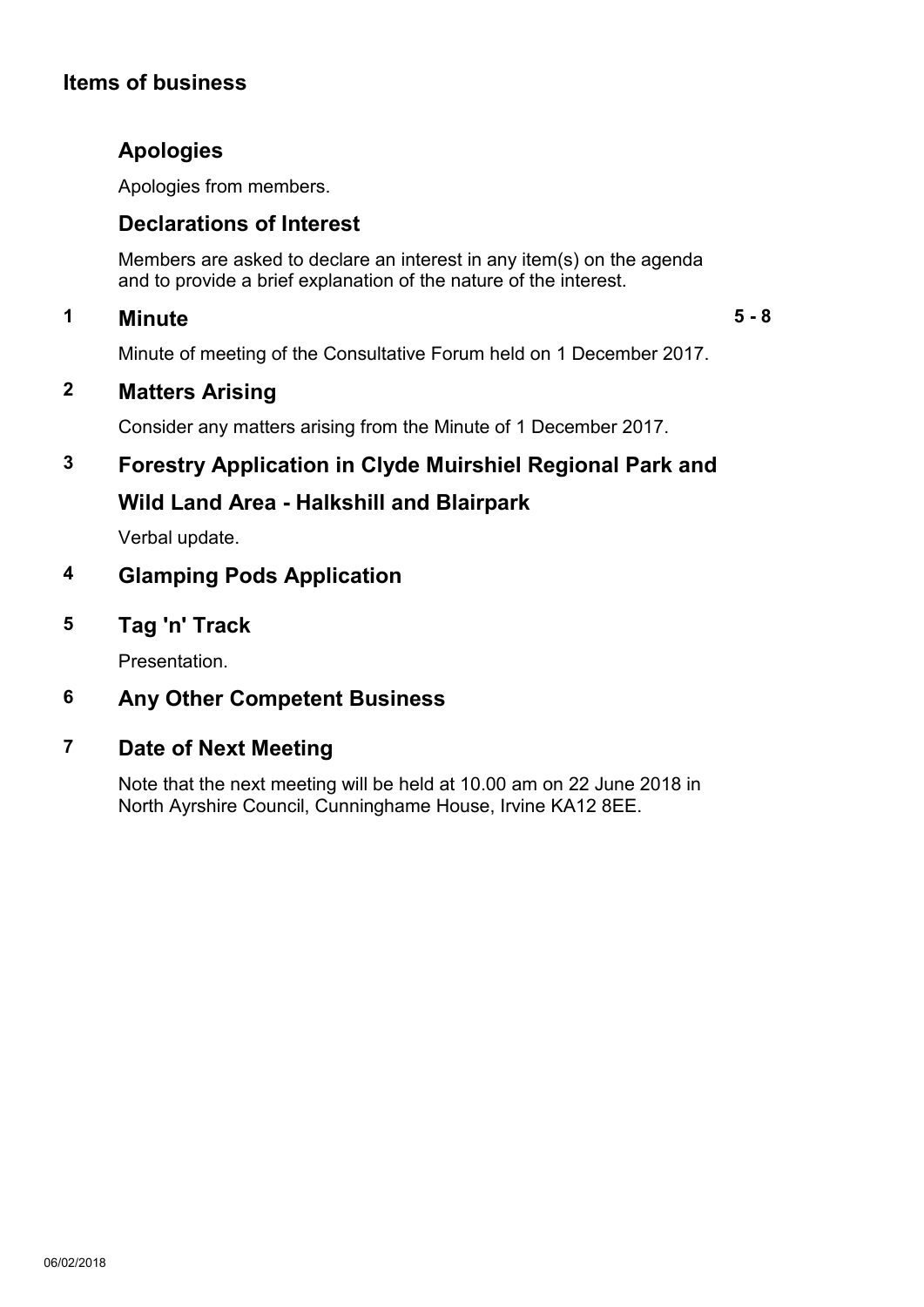## Items of business

### Apologies

Apologies from members.

### Declarations of Interest

Members are asked to declare an interest in any item(s) on the agenda and to provide a brief explanation of the nature of the interest.

### 1 Minute — 5 - 8

Minute of meeting of the Consultative Forum held on 1 December 2017.

### 2 Matters Arising

Consider any matters arising from the Minute of 1 December 2017.

### 3 Forestry Application in Clyde Muirshiel Regional Park and Wild Land Area - Halkshill and Blairpark

Verbal update.

### 4 Glamping Pods Application

### 5 Tag 'n' Track

Presentation.

### 6 Any Other Competent Business

### 7 Date of Next Meeting

Note that the next meeting will be held at 10.00 am on 22 June 2018 in North Ayrshire Council, Cunninghame House, Irvine KA12 8EE.

06/02/2018